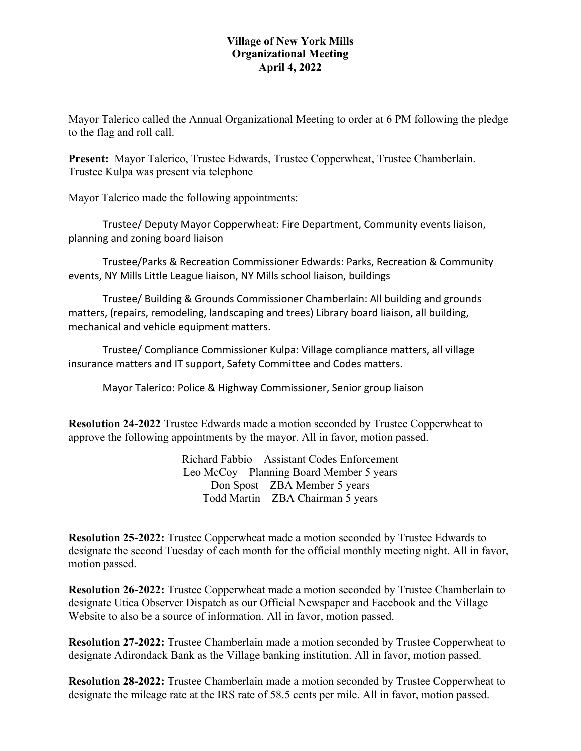# Village of New York Mills
## Organizational Meeting
### April 4, 2022

Mayor Talerico called the Annual Organizational Meeting to order at 6 PM following the pledge to the flag and roll call.

**Present:** Mayor Talerico, Trustee Edwards, Trustee Copperwheat, Trustee Chamberlain. Trustee Kulpa was present via telephone

Mayor Talerico made the following appointments:

Trustee/ Deputy Mayor Copperwheat: Fire Department, Community events liaison, planning and zoning board liaison

Trustee/Parks & Recreation Commissioner Edwards: Parks, Recreation & Community events, NY Mills Little League liaison, NY Mills school liaison, buildings

Trustee/ Building & Grounds Commissioner Chamberlain: All building and grounds matters, (repairs, remodeling, landscaping and trees) Library board liaison, all building, mechanical and vehicle equipment matters.

Trustee/ Compliance Commissioner Kulpa: Village compliance matters, all village insurance matters and IT support, Safety Committee and Codes matters.

Mayor Talerico: Police & Highway Commissioner, Senior group liaison

**Resolution 24-2022** Trustee Edwards made a motion seconded by Trustee Copperwheat to approve the following appointments by the mayor. All in favor, motion passed.

Richard Fabbio – Assistant Codes Enforcement
Leo McCoy – Planning Board Member 5 years
Don Spost – ZBA Member 5 years
Todd Martin – ZBA Chairman 5 years

**Resolution 25-2022:** Trustee Copperwheat made a motion seconded by Trustee Edwards to designate the second Tuesday of each month for the official monthly meeting night. All in favor, motion passed.

**Resolution 26-2022:** Trustee Copperwheat made a motion seconded by Trustee Chamberlain to designate Utica Observer Dispatch as our Official Newspaper and Facebook and the Village Website to also be a source of information. All in favor, motion passed.

**Resolution 27-2022:** Trustee Chamberlain made a motion seconded by Trustee Copperwheat to designate Adirondack Bank as the Village banking institution. All in favor, motion passed.

**Resolution 28-2022:** Trustee Chamberlain made a motion seconded by Trustee Copperwheat to designate the mileage rate at the IRS rate of 58.5 cents per mile. All in favor, motion passed.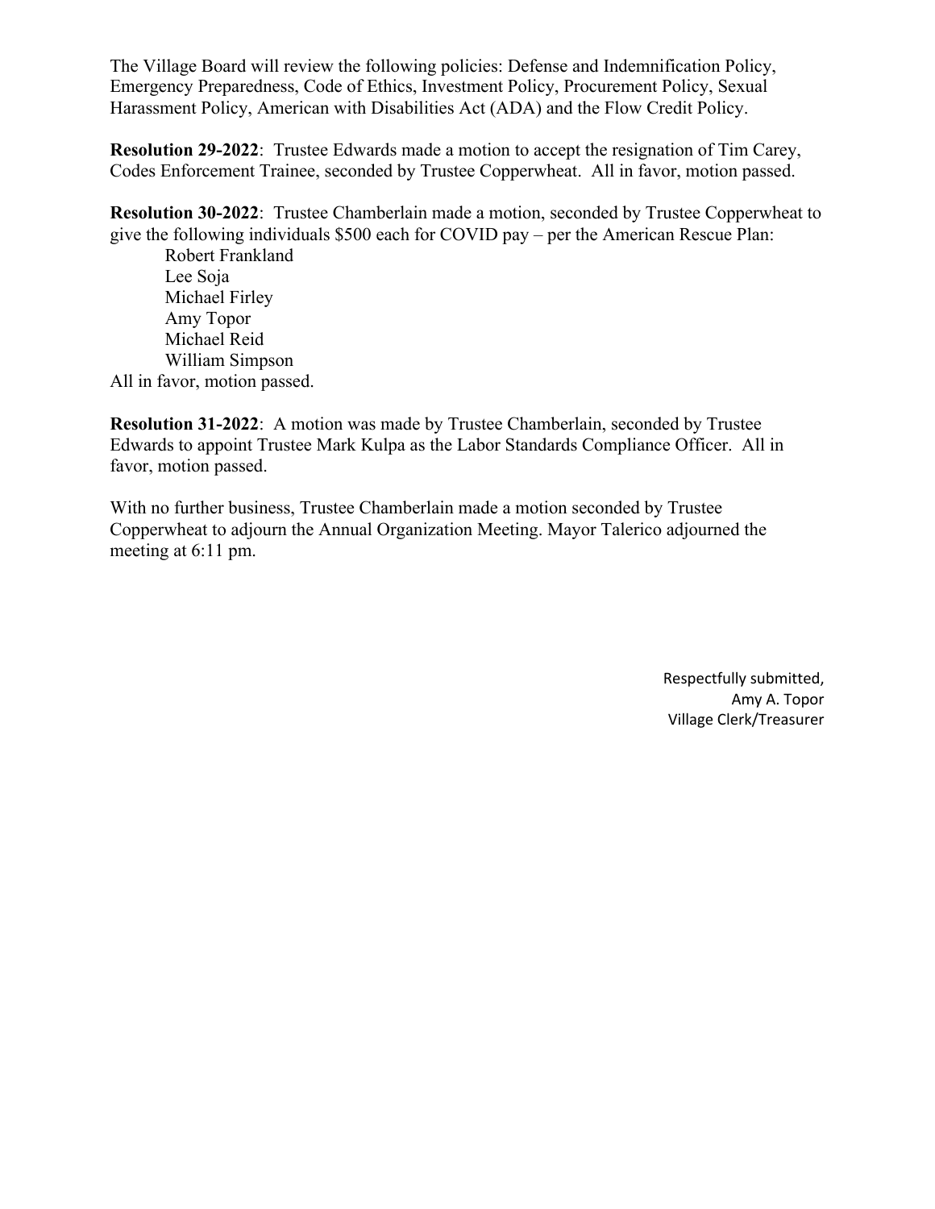The Village Board will review the following policies: Defense and Indemnification Policy, Emergency Preparedness, Code of Ethics, Investment Policy, Procurement Policy, Sexual Harassment Policy, American with Disabilities Act (ADA) and the Flow Credit Policy.

**Resolution 29-2022**: Trustee Edwards made a motion to accept the resignation of Tim Carey, Codes Enforcement Trainee, seconded by Trustee Copperwheat. All in favor, motion passed.

**Resolution 30-2022**: Trustee Chamberlain made a motion, seconded by Trustee Copperwheat to give the following individuals $500 each for COVID pay – per the American Rescue Plan:

Robert Frankland
Lee Soja
Michael Firley
Amy Topor
Michael Reid
William Simpson

All in favor, motion passed.

**Resolution 31-2022**: A motion was made by Trustee Chamberlain, seconded by Trustee Edwards to appoint Trustee Mark Kulpa as the Labor Standards Compliance Officer. All in favor, motion passed.

With no further business, Trustee Chamberlain made a motion seconded by Trustee Copperwheat to adjourn the Annual Organization Meeting. Mayor Talerico adjourned the meeting at 6:11 pm.

Respectfully submitted,
Amy A. Topor
Village Clerk/Treasurer